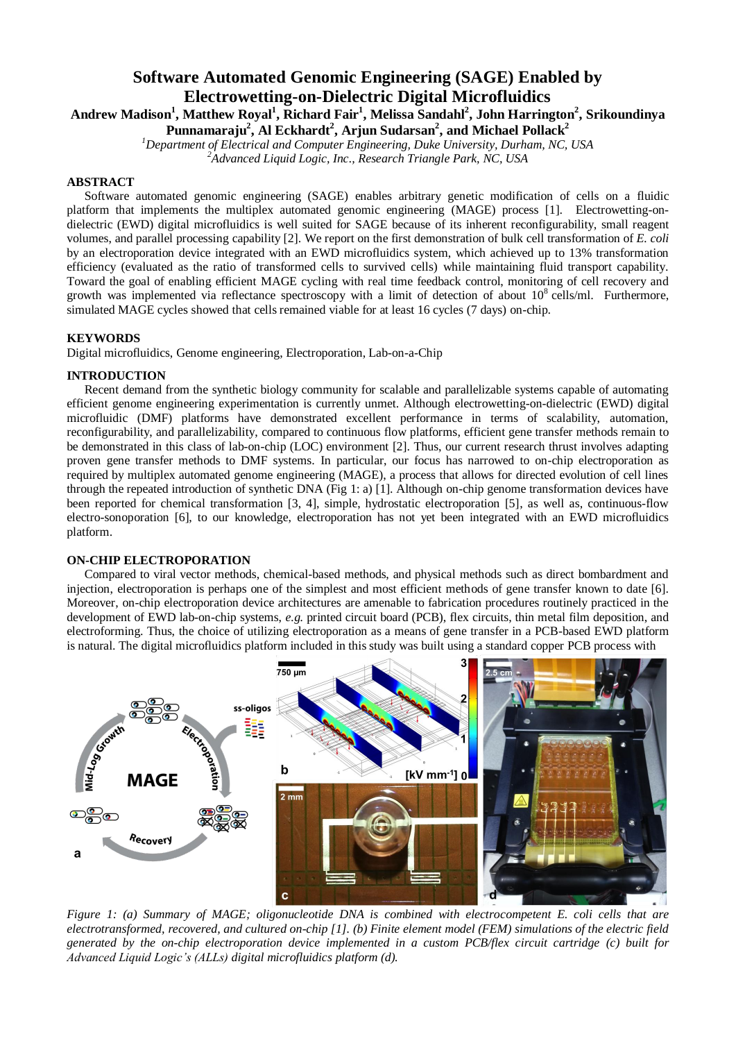# Software Automated Genomic Engineering (SAGE) Enabled by Electrowetting-on-Dielectric Digital Microfluidics

**Andrew Madison[1], Matthew Royal[1], Richard Fair[1], Melissa Sandahl[2], John Harrington[2], Srikoundinya Punnamaraju[2], Al Eckhardt[2], Arjun Sudarsan[2], and Michael Pollack[2]**

[1]*Department of Electrical and Computer Engineering, Duke University, Durham, NC, USA*
[2]*Advanced Liquid Logic, Inc., Research Triangle Park, NC, USA*

## ABSTRACT

Software automated genomic engineering (SAGE) enables arbitrary genetic modification of cells on a fluidic platform that implements the multiplex automated genomic engineering (MAGE) process [1]. Electrowetting-on-dielectric (EWD) digital microfluidics is well suited for SAGE because of its inherent reconfigurability, small reagent volumes, and parallel processing capability [2]. We report on the first demonstration of bulk cell transformation of *E. coli* by an electroporation device integrated with an EWD microfluidics system, which achieved up to 13% transformation efficiency (evaluated as the ratio of transformed cells to survived cells) while maintaining fluid transport capability. Toward the goal of enabling efficient MAGE cycling with real time feedback control, monitoring of cell recovery and growth was implemented via reflectance spectroscopy with a limit of detection of about $10^8$ cells/ml. Furthermore, simulated MAGE cycles showed that cells remained viable for at least 16 cycles (7 days) on-chip.

## KEYWORDS

Digital microfluidics, Genome engineering, Electroporation, Lab-on-a-Chip

## INTRODUCTION

Recent demand from the synthetic biology community for scalable and parallelizable systems capable of automating efficient genome engineering experimentation is currently unmet. Although electrowetting-on-dielectric (EWD) digital microfluidic (DMF) platforms have demonstrated excellent performance in terms of scalability, automation, reconfigurability, and parallelizability, compared to continuous flow platforms, efficient gene transfer methods remain to be demonstrated in this class of lab-on-chip (LOC) environment [2]. Thus, our current research thrust involves adapting proven gene transfer methods to DMF systems. In particular, our focus has narrowed to on-chip electroporation as required by multiplex automated genome engineering (MAGE), a process that allows for directed evolution of cell lines through the repeated introduction of synthetic DNA (Fig 1: a) [1]. Although on-chip genome transformation devices have been reported for chemical transformation [3, 4], simple, hydrostatic electroporation [5], as well as, continuous-flow electro-sonoporation [6], to our knowledge, electroporation has not yet been integrated with an EWD microfluidics platform.

## ON-CHIP ELECTROPORATION

Compared to viral vector methods, chemical-based methods, and physical methods such as direct bombardment and injection, electroporation is perhaps one of the simplest and most efficient methods of gene transfer known to date [6]. Moreover, on-chip electroporation device architectures are amenable to fabrication procedures routinely practiced in the development of EWD lab-on-chip systems, *e.g.* printed circuit board (PCB), flex circuits, thin metal film deposition, and electroforming. Thus, the choice of utilizing electroporation as a means of gene transfer in a PCB-based EWD platform is natural. The digital microfluidics platform included in this study was built using a standard copper PCB process with

*Figure 1: (a) Summary of MAGE; oligonucleotide DNA is combined with electrocompetent E. coli cells that are electrotransformed, recovered, and cultured on-chip [1]. (b) Finite element model (FEM) simulations of the electric field generated by the on-chip electroporation device implemented in a custom PCB/flex circuit cartridge (c) built for Advanced Liquid Logic's (ALLs) digital microfluidics platform (d).*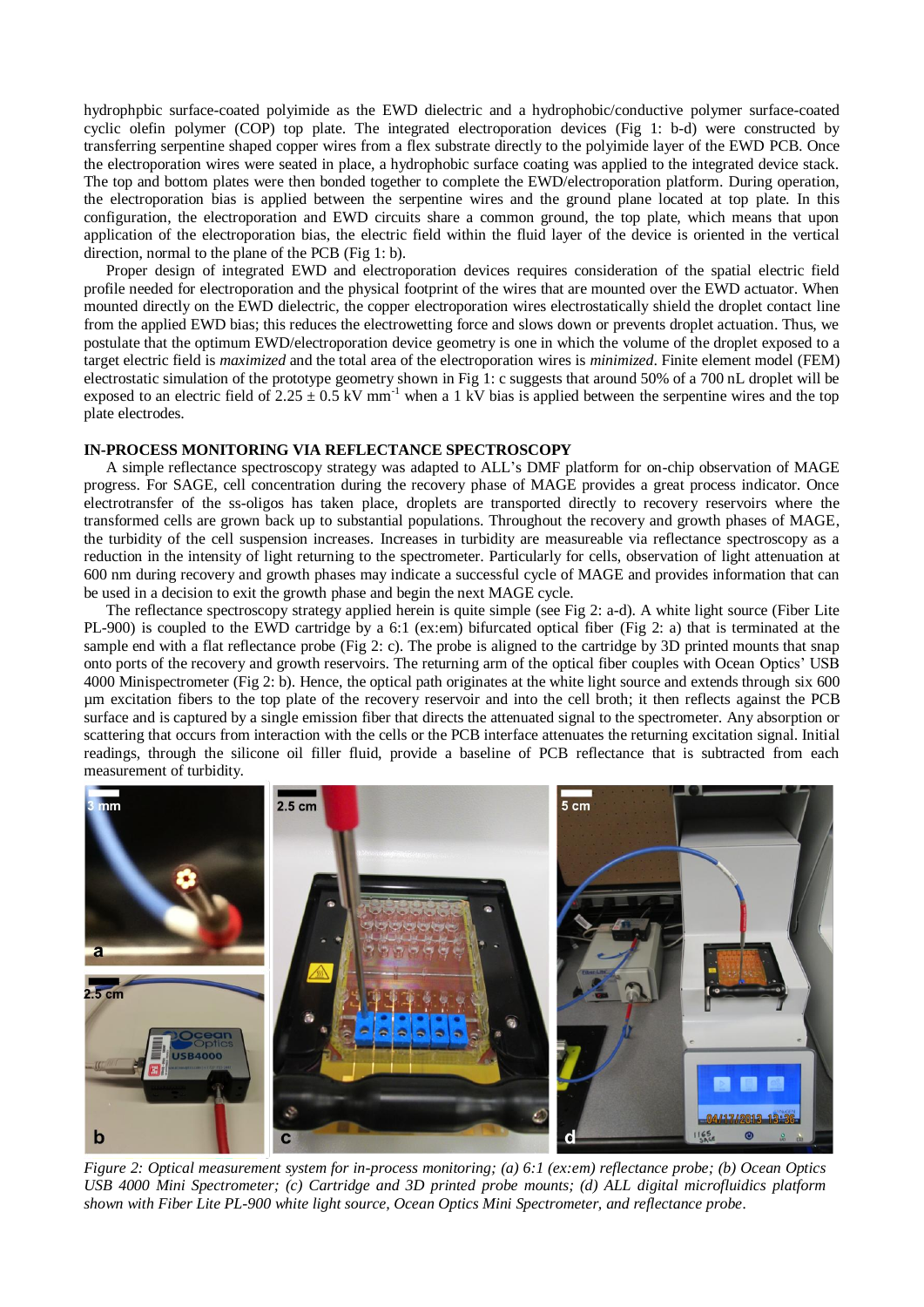hydrophpbic surface-coated polyimide as the EWD dielectric and a hydrophobic/conductive polymer surface-coated cyclic olefin polymer (COP) top plate. The integrated electroporation devices (Fig 1: b-d) were constructed by transferring serpentine shaped copper wires from a flex substrate directly to the polyimide layer of the EWD PCB. Once the electroporation wires were seated in place, a hydrophobic surface coating was applied to the integrated device stack. The top and bottom plates were then bonded together to complete the EWD/electroporation platform. During operation, the electroporation bias is applied between the serpentine wires and the ground plane located at top plate. In this configuration, the electroporation and EWD circuits share a common ground, the top plate, which means that upon application of the electroporation bias, the electric field within the fluid layer of the device is oriented in the vertical direction, normal to the plane of the PCB (Fig 1: b).

Proper design of integrated EWD and electroporation devices requires consideration of the spatial electric field profile needed for electroporation and the physical footprint of the wires that are mounted over the EWD actuator. When mounted directly on the EWD dielectric, the copper electroporation wires electrostatically shield the droplet contact line from the applied EWD bias; this reduces the electrowetting force and slows down or prevents droplet actuation. Thus, we postulate that the optimum EWD/electroporation device geometry is one in which the volume of the droplet exposed to a target electric field is *maximized* and the total area of the electroporation wires is *minimized*. Finite element model (FEM) electrostatic simulation of the prototype geometry shown in Fig 1: c suggests that around 50% of a 700 nL droplet will be exposed to an electric field of $2.25 \pm 0.5$ kV mm$^{-1}$ when a 1 kV bias is applied between the serpentine wires and the top plate electrodes.

## IN-PROCESS MONITORING VIA REFLECTANCE SPECTROSCOPY

A simple reflectance spectroscopy strategy was adapted to ALL's DMF platform for on-chip observation of MAGE progress. For SAGE, cell concentration during the recovery phase of MAGE provides a great process indicator. Once electrotransfer of the ss-oligos has taken place, droplets are transported directly to recovery reservoirs where the transformed cells are grown back up to substantial populations. Throughout the recovery and growth phases of MAGE, the turbidity of the cell suspension increases. Increases in turbidity are measureable via reflectance spectroscopy as a reduction in the intensity of light returning to the spectrometer. Particularly for cells, observation of light attenuation at 600 nm during recovery and growth phases may indicate a successful cycle of MAGE and provides information that can be used in a decision to exit the growth phase and begin the next MAGE cycle.

The reflectance spectroscopy strategy applied herein is quite simple (see Fig 2: a-d). A white light source (Fiber Lite PL-900) is coupled to the EWD cartridge by a 6:1 (ex:em) bifurcated optical fiber (Fig 2: a) that is terminated at the sample end with a flat reflectance probe (Fig 2: c). The probe is aligned to the cartridge by 3D printed mounts that snap onto ports of the recovery and growth reservoirs. The returning arm of the optical fiber couples with Ocean Optics' USB 4000 Minispectrometer (Fig 2: b). Hence, the optical path originates at the white light source and extends through six 600 µm excitation fibers to the top plate of the recovery reservoir and into the cell broth; it then reflects against the PCB surface and is captured by a single emission fiber that directs the attenuated signal to the spectrometer. Any absorption or scattering that occurs from interaction with the cells or the PCB interface attenuates the returning excitation signal. Initial readings, through the silicone oil filler fluid, provide a baseline of PCB reflectance that is subtracted from each measurement of turbidity.

*Figure 2: Optical measurement system for in-process monitoring; (a) 6:1 (ex:em) reflectance probe; (b) Ocean Optics USB 4000 Mini Spectrometer; (c) Cartridge and 3D printed probe mounts; (d) ALL digital microfluidics platform shown with Fiber Lite PL-900 white light source, Ocean Optics Mini Spectrometer, and reflectance probe.*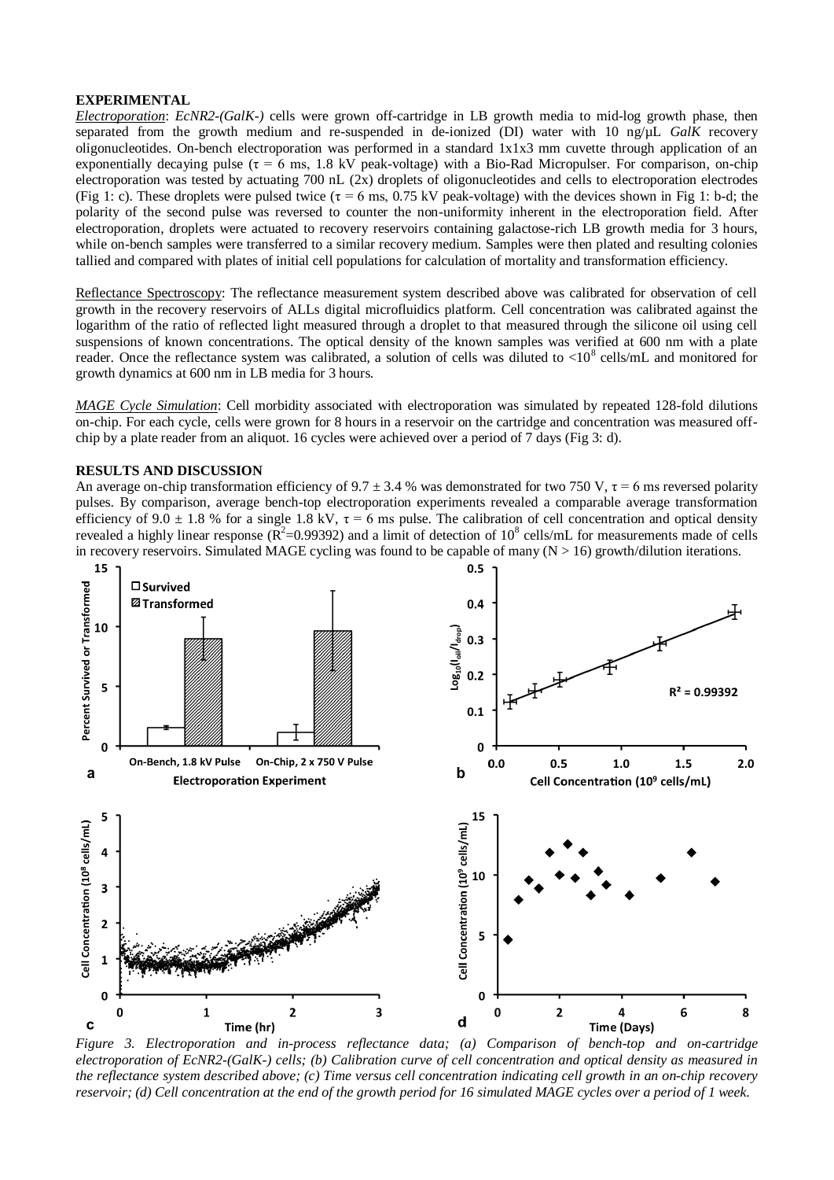## EXPERIMENTAL

*Electroporation*: *EcNR2-(GalK-)* cells were grown off-cartridge in LB growth media to mid-log growth phase, then separated from the growth medium and re-suspended in de-ionized (DI) water with 10 ng/μL *GalK* recovery oligonucleotides. On-bench electroporation was performed in a standard 1x1x3 mm cuvette through application of an exponentially decaying pulse (τ = 6 ms, 1.8 kV peak-voltage) with a Bio-Rad Micropulser. For comparison, on-chip electroporation was tested by actuating 700 nL (2x) droplets of oligonucleotides and cells to electroporation electrodes (Fig 1: c). These droplets were pulsed twice (τ = 6 ms, 0.75 kV peak-voltage) with the devices shown in Fig 1: b-d; the polarity of the second pulse was reversed to counter the non-uniformity inherent in the electroporation field. After electroporation, droplets were actuated to recovery reservoirs containing galactose-rich LB growth media for 3 hours, while on-bench samples were transferred to a similar recovery medium. Samples were then plated and resulting colonies tallied and compared with plates of initial cell populations for calculation of mortality and transformation efficiency.

Reflectance Spectroscopy: The reflectance measurement system described above was calibrated for observation of cell growth in the recovery reservoirs of ALLs digital microfluidics platform. Cell concentration was calibrated against the logarithm of the ratio of reflected light measured through a droplet to that measured through the silicone oil using cell suspensions of known concentrations. The optical density of the known samples was verified at 600 nm with a plate reader. Once the reflectance system was calibrated, a solution of cells was diluted to <$10^8$ cells/mL and monitored for growth dynamics at 600 nm in LB media for 3 hours.

*MAGE Cycle Simulation*: Cell morbidity associated with electroporation was simulated by repeated 128-fold dilutions on-chip. For each cycle, cells were grown for 8 hours in a reservoir on the cartridge and concentration was measured off-chip by a plate reader from an aliquot. 16 cycles were achieved over a period of 7 days (Fig 3: d).

## RESULTS AND DISCUSSION

An average on-chip transformation efficiency of 9.7 ± 3.4 % was demonstrated for two 750 V, τ = 6 ms reversed polarity pulses. By comparison, average bench-top electroporation experiments revealed a comparable average transformation efficiency of 9.0 ± 1.8 % for a single 1.8 kV, τ = 6 ms pulse. The calibration of cell concentration and optical density revealed a highly linear response ($R^2$=0.99392) and a limit of detection of $10^8$ cells/mL for measurements made of cells in recovery reservoirs. Simulated MAGE cycling was found to be capable of many (N > 16) growth/dilution iterations.

*Figure 3. Electroporation and in-process reflectance data; (a) Comparison of bench-top and on-cartridge electroporation of EcNR2-(GalK-) cells; (b) Calibration curve of cell concentration and optical density as measured in the reflectance system described above; (c) Time versus cell concentration indicating cell growth in an on-chip recovery reservoir; (d) Cell concentration at the end of the growth period for 16 simulated MAGE cycles over a period of 1 week.*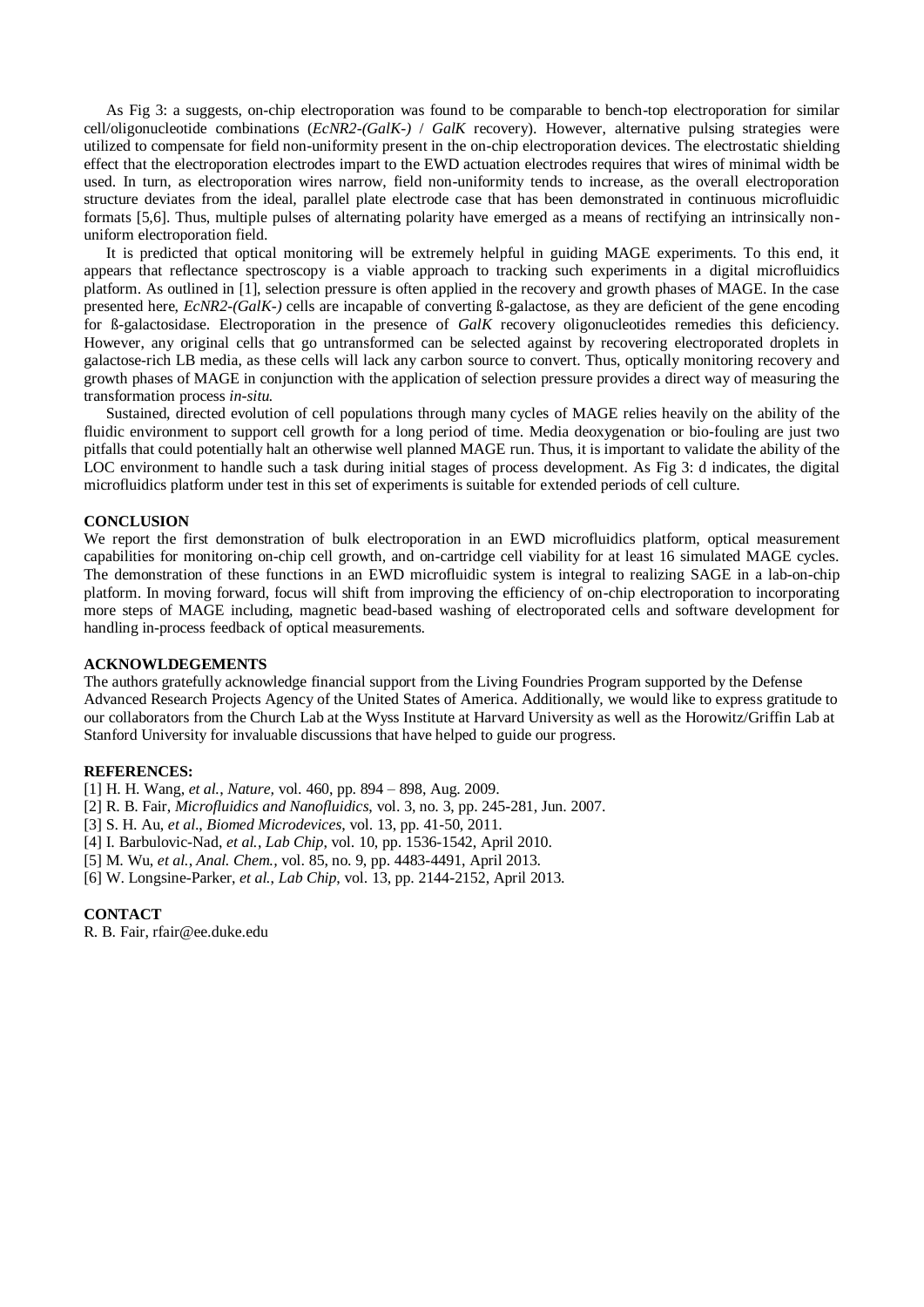As Fig 3: a suggests, on-chip electroporation was found to be comparable to bench-top electroporation for similar cell/oligonucleotide combinations (*EcNR2-(GalK-)* / *GalK* recovery). However, alternative pulsing strategies were utilized to compensate for field non-uniformity present in the on-chip electroporation devices. The electrostatic shielding effect that the electroporation electrodes impart to the EWD actuation electrodes requires that wires of minimal width be used. In turn, as electroporation wires narrow, field non-uniformity tends to increase, as the overall electroporation structure deviates from the ideal, parallel plate electrode case that has been demonstrated in continuous microfluidic formats [5,6]. Thus, multiple pulses of alternating polarity have emerged as a means of rectifying an intrinsically non-uniform electroporation field.

It is predicted that optical monitoring will be extremely helpful in guiding MAGE experiments. To this end, it appears that reflectance spectroscopy is a viable approach to tracking such experiments in a digital microfluidics platform. As outlined in [1], selection pressure is often applied in the recovery and growth phases of MAGE. In the case presented here, *EcNR2-(GalK-)* cells are incapable of converting ß-galactose, as they are deficient of the gene encoding for ß-galactosidase. Electroporation in the presence of *GalK* recovery oligonucleotides remedies this deficiency. However, any original cells that go untransformed can be selected against by recovering electroporated droplets in galactose-rich LB media, as these cells will lack any carbon source to convert. Thus, optically monitoring recovery and growth phases of MAGE in conjunction with the application of selection pressure provides a direct way of measuring the transformation process *in-situ*.

Sustained, directed evolution of cell populations through many cycles of MAGE relies heavily on the ability of the fluidic environment to support cell growth for a long period of time. Media deoxygenation or bio-fouling are just two pitfalls that could potentially halt an otherwise well planned MAGE run. Thus, it is important to validate the ability of the LOC environment to handle such a task during initial stages of process development. As Fig 3: d indicates, the digital microfluidics platform under test in this set of experiments is suitable for extended periods of cell culture.

## CONCLUSION

We report the first demonstration of bulk electroporation in an EWD microfluidics platform, optical measurement capabilities for monitoring on-chip cell growth, and on-cartridge cell viability for at least 16 simulated MAGE cycles. The demonstration of these functions in an EWD microfluidic system is integral to realizing SAGE in a lab-on-chip platform. In moving forward, focus will shift from improving the efficiency of on-chip electroporation to incorporating more steps of MAGE including, magnetic bead-based washing of electroporated cells and software development for handling in-process feedback of optical measurements.

## ACKNOWLDEGEMENTS

The authors gratefully acknowledge financial support from the Living Foundries Program supported by the Defense Advanced Research Projects Agency of the United States of America. Additionally, we would like to express gratitude to our collaborators from the Church Lab at the Wyss Institute at Harvard University as well as the Horowitz/Griffin Lab at Stanford University for invaluable discussions that have helped to guide our progress.

## REFERENCES:

[1] H. H. Wang, *et al.*, *Nature*, vol. 460, pp. 894 – 898, Aug. 2009.
[2] R. B. Fair, *Microfluidics and Nanofluidics*, vol. 3, no. 3, pp. 245-281, Jun. 2007.
[3] S. H. Au, *et al*., *Biomed Microdevices*, vol. 13, pp. 41-50, 2011.
[4] I. Barbulovic-Nad, *et al.*, *Lab Chip*, vol. 10, pp. 1536-1542, April 2010.
[5] M. Wu, *et al.*, *Anal. Chem.*, vol. 85, no. 9, pp. 4483-4491, April 2013.
[6] W. Longsine-Parker, *et al.*, *Lab Chip*, vol. 13, pp. 2144-2152, April 2013.

## CONTACT

R. B. Fair, rfair@ee.duke.edu